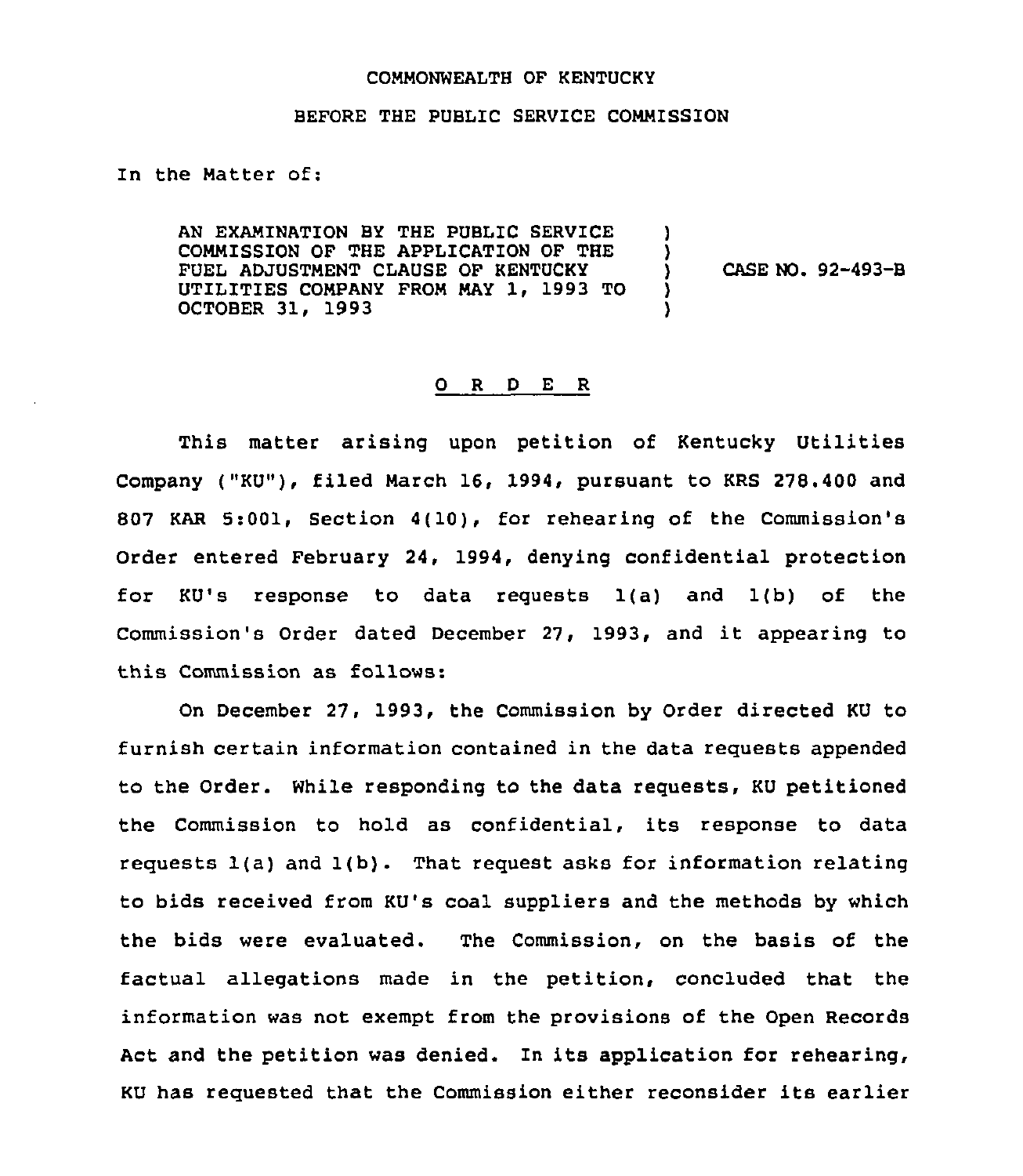COMMONWEALTH OF KENTUCKY

BEFORE THE PUBLIC SERVICE COMMISSION

In the Matter of:

| | | |
|---|---|---|
| AN EXAMINATION BY THE PUBLIC SERVICE COMMISSION OF THE APPLICATION OF THE FUEL ADJUSTMENT CLAUSE OF KENTUCKY UTILITIES COMPANY FROM MAY 1, 1993 TO OCTOBER 31, 1993 | ) | CASE NO. 92-493-B |

# O R D E R

This matter arising upon petition of Kentucky Utilities Company ("KU"), filed March 16, 1994, pursuant to KRS 278.400 and 807 KAR 5:001, Section 4(10), for rehearing of the Commission's Order entered February 24, 1994, denying confidential protection for KU's response to data requests 1(a) and 1(b) of the Commission's Order dated December 27, 1993, and it appearing to this Commission as follows:

On December 27, 1993, the Commission by Order directed KU to furnish certain information contained in the data requests appended to the Order. While responding to the data requests, KU petitioned the Commission to hold as confidential, its response to data requests 1(a) and 1(b). That request asks for information relating to bids received from KU's coal suppliers and the methods by which the bids were evaluated. The Commission, on the basis of the factual allegations made in the petition, concluded that the information was not exempt from the provisions of the Open Records Act and the petition was denied. In its application for rehearing, KU has requested that the Commission either reconsider its earlier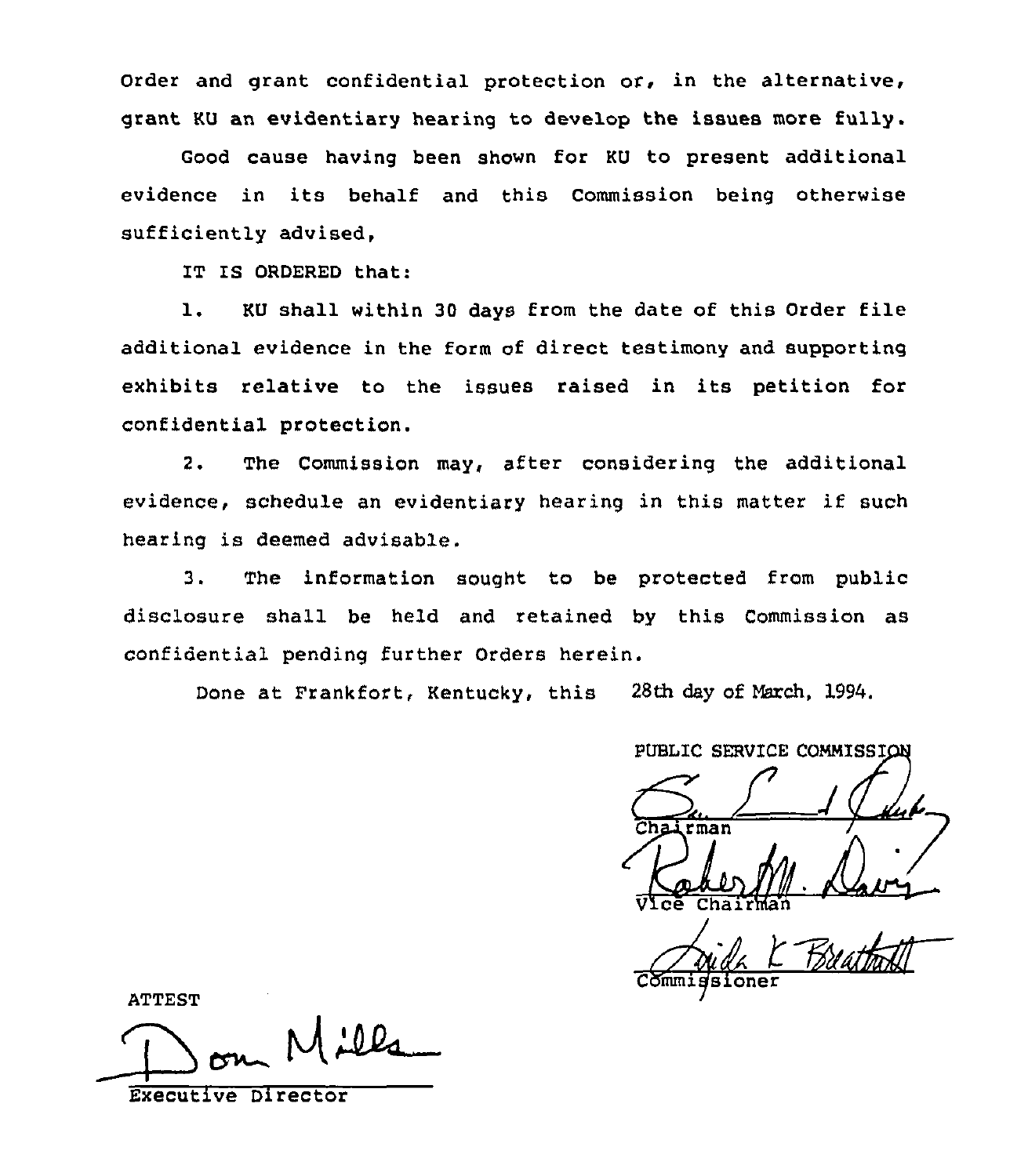Order and grant confidential protection or, in the alternative, grant KU an evidentiary hearing to develop the issues more fully.

Good cause having been shown for KU to present additional evidence in its behalf and this Commission being otherwise sufficiently advised,

IT IS ORDERED that:

1. KU shall within 30 days from the date of this Order file additional evidence in the form of direct testimony and supporting exhibits relative to the issues raised in its petition for confidential protection.

2. The Commission may, after considering the additional evidence, schedule an evidentiary hearing in this matter if such hearing is deemed advisable.

3. The information sought to be protected from public disclosure shall be held and retained by this Commission as confidential pending further Orders herein.

Done at Frankfort, Kentucky, this 28th day of March, 1994.

PUBLIC SERVICE COMMISSION

Chairman

Vice Chairman

Commissioner

ATTEST

Executive Director